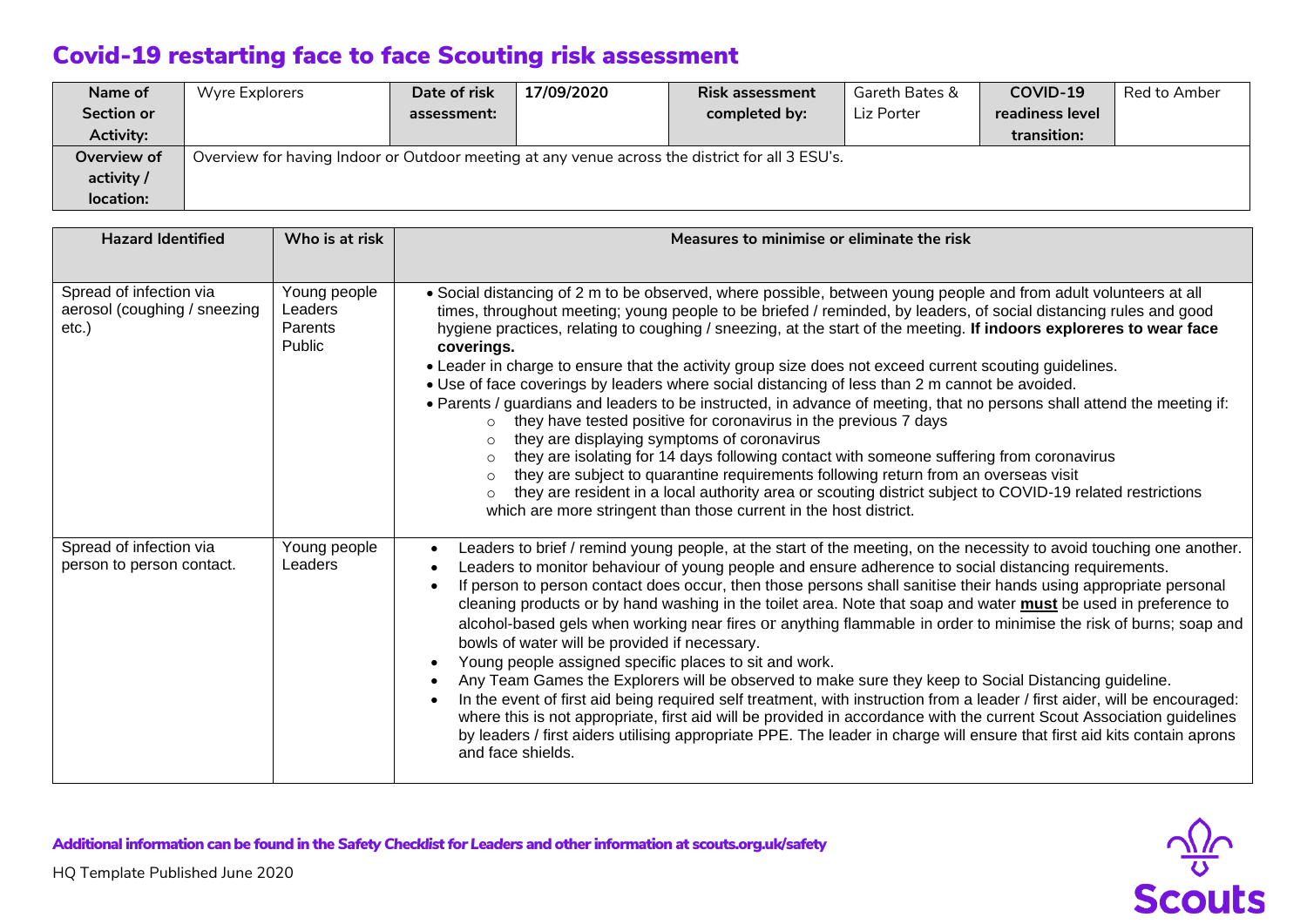# Covid-19 restarting face to face Scouting risk assessment

| Name of Section or Activity: | Wyre Explorers | Date of risk assessment: | 17/09/2020 | Risk assessment completed by: | Gareth Bates & Liz Porter | COVID-19 readiness level transition: | Red to Amber |
|---|---|---|---|---|---|---|---|
| Overview of activity / location: | Overview for having Indoor or Outdoor meeting at any venue across the district for all 3 ESU's. | | | | | | |

| Hazard Identified | Who is at risk | Measures to minimise or eliminate the risk |
|---|---|---|
| Spread of infection via aerosol (coughing / sneezing etc.) | Young people<br>Leaders<br>Parents<br>Public | • Social distancing of 2 m to be observed, where possible, between young people and from adult volunteers at all times, throughout meeting; young people to be briefed / reminded, by leaders, of social distancing rules and good hygiene practices, relating to coughing / sneezing, at the start of the meeting. **If indoors exploreres to wear face coverings.**<br>• Leader in charge to ensure that the activity group size does not exceed current scouting guidelines.<br>• Use of face coverings by leaders where social distancing of less than 2 m cannot be avoided.<br>• Parents / guardians and leaders to be instructed, in advance of meeting, that no persons shall attend the meeting if:<br>○ they have tested positive for coronavirus in the previous 7 days<br>○ they are displaying symptoms of coronavirus<br>○ they are isolating for 14 days following contact with someone suffering from coronavirus<br>○ they are subject to quarantine requirements following return from an overseas visit<br>○ they are resident in a local authority area or scouting district subject to COVID-19 related restrictions which are more stringent than those current in the host district. |
| Spread of infection via person to person contact. | Young people<br>Leaders | • Leaders to brief / remind young people, at the start of the meeting, on the necessity to avoid touching one another.<br>• Leaders to monitor behaviour of young people and ensure adherence to social distancing requirements.<br>• If person to person contact does occur, then those persons shall sanitise their hands using appropriate personal cleaning products or by hand washing in the toilet area. Note that soap and water **must** be used in preference to alcohol-based gels when working near fires or anything flammable in order to minimise the risk of burns; soap and bowls of water will be provided if necessary.<br>• Young people assigned specific places to sit and work.<br>• Any Team Games the Explorers will be observed to make sure they keep to Social Distancing guideline.<br>• In the event of first aid being required self treatment, with instruction from a leader / first aider, will be encouraged: where this is not appropriate, first aid will be provided in accordance with the current Scout Association guidelines by leaders / first aiders utilising appropriate PPE. The leader in charge will ensure that first aid kits contain aprons and face shields. |

**Additional information can be found in the Safety Checklist for Leaders and other information at scouts.org.uk/safety**

HQ Template Published June 2020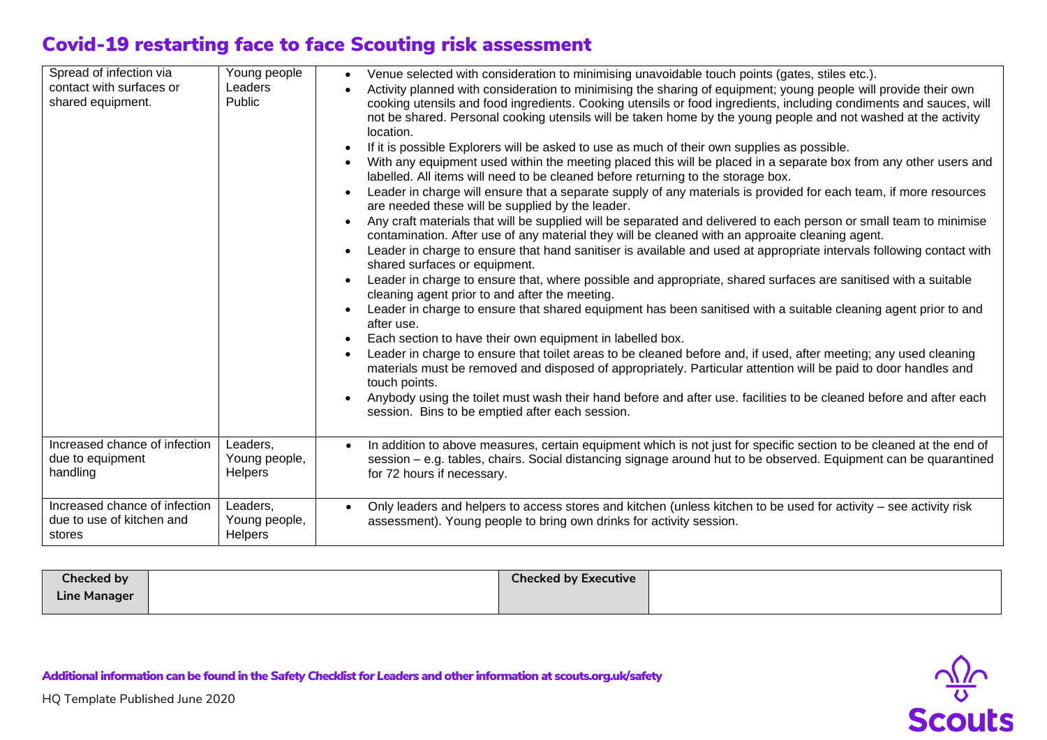# Covid-19 restarting face to face Scouting risk assessment

| | | |
|---|---|---|
| Spread of infection via contact with surfaces or shared equipment. | Young people<br>Leaders<br>Public | • Venue selected with consideration to minimising unavoidable touch points (gates, stiles etc.).<br>• Activity planned with consideration to minimising the sharing of equipment; young people will provide their own cooking utensils and food ingredients. Cooking utensils or food ingredients, including condiments and sauces, will not be shared. Personal cooking utensils will be taken home by the young people and not washed at the activity location.<br>• If it is possible Explorers will be asked to use as much of their own supplies as possible.<br>• With any equipment used within the meeting placed this will be placed in a separate box from any other users and labelled. All items will need to be cleaned before returning to the storage box.<br>• Leader in charge will ensure that a separate supply of any materials is provided for each team, if more resources are needed these will be supplied by the leader.<br>• Any craft materials that will be supplied will be separated and delivered to each person or small team to minimise contamination. After use of any material they will be cleaned with an approaite cleaning agent.<br>• Leader in charge to ensure that hand sanitiser is available and used at appropriate intervals following contact with shared surfaces or equipment.<br>• Leader in charge to ensure that, where possible and appropriate, shared surfaces are sanitised with a suitable cleaning agent prior to and after the meeting.<br>• Leader in charge to ensure that shared equipment has been sanitised with a suitable cleaning agent prior to and after use.<br>• Each section to have their own equipment in labelled box.<br>• Leader in charge to ensure that toilet areas to be cleaned before and, if used, after meeting; any used cleaning materials must be removed and disposed of appropriately. Particular attention will be paid to door handles and touch points.<br>• Anybody using the toilet must wash their hand before and after use. facilities to be cleaned before and after each session. Bins to be emptied after each session. |
| Increased chance of infection due to equipment handling | Leaders,<br>Young people,<br>Helpers | • In addition to above measures, certain equipment which is not just for specific section to be cleaned at the end of session – e.g. tables, chairs. Social distancing signage around hut to be observed. Equipment can be quarantined for 72 hours if necessary. |
| Increased chance of infection due to use of kitchen and stores | Leaders,<br>Young people,<br>Helpers | • Only leaders and helpers to access stores and kitchen (unless kitchen to be used for activity – see activity risk assessment). Young people to bring own drinks for activity session. |

| **Checked by Line Manager** | | **Checked by Executive** | |
|---|---|---|---|

**Additional information can be found in the Safety Checklist for Leaders and other information at scouts.org.uk/safety**

HQ Template Published June 2020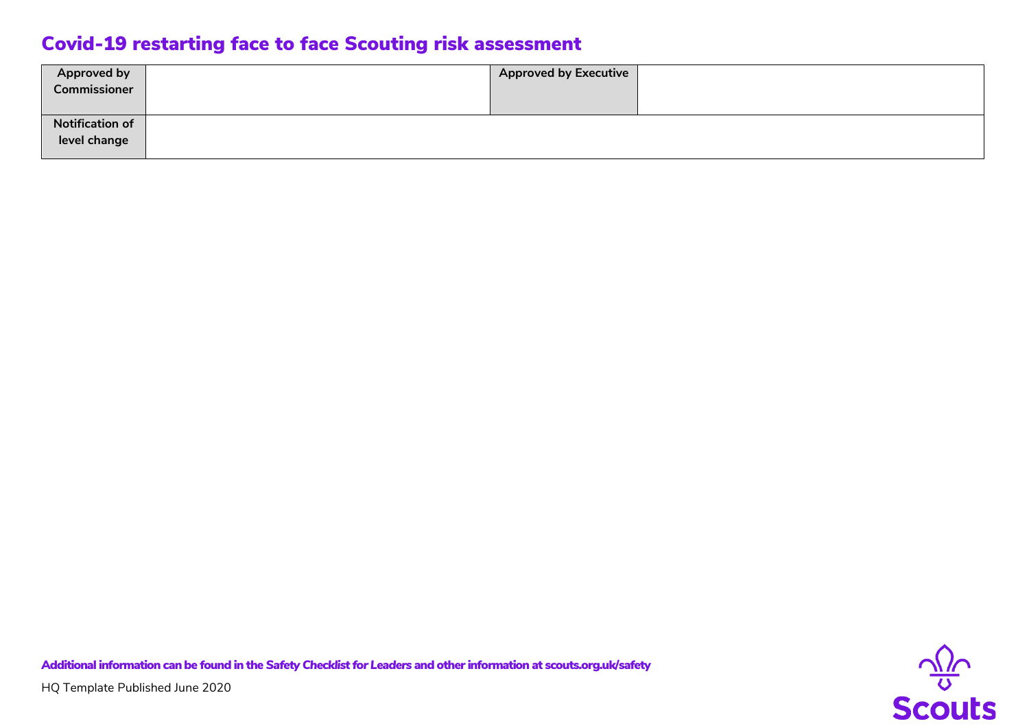# Covid-19 restarting face to face Scouting risk assessment

| | | | |
|---|---|---|---|
| **Approved by Commissioner** | | **Approved by Executive** | |
| **Notification of level change** | | | |

**Additional information can be found in the Safety Checklist for Leaders and other information at scouts.org.uk/safety**

HQ Template Published June 2020